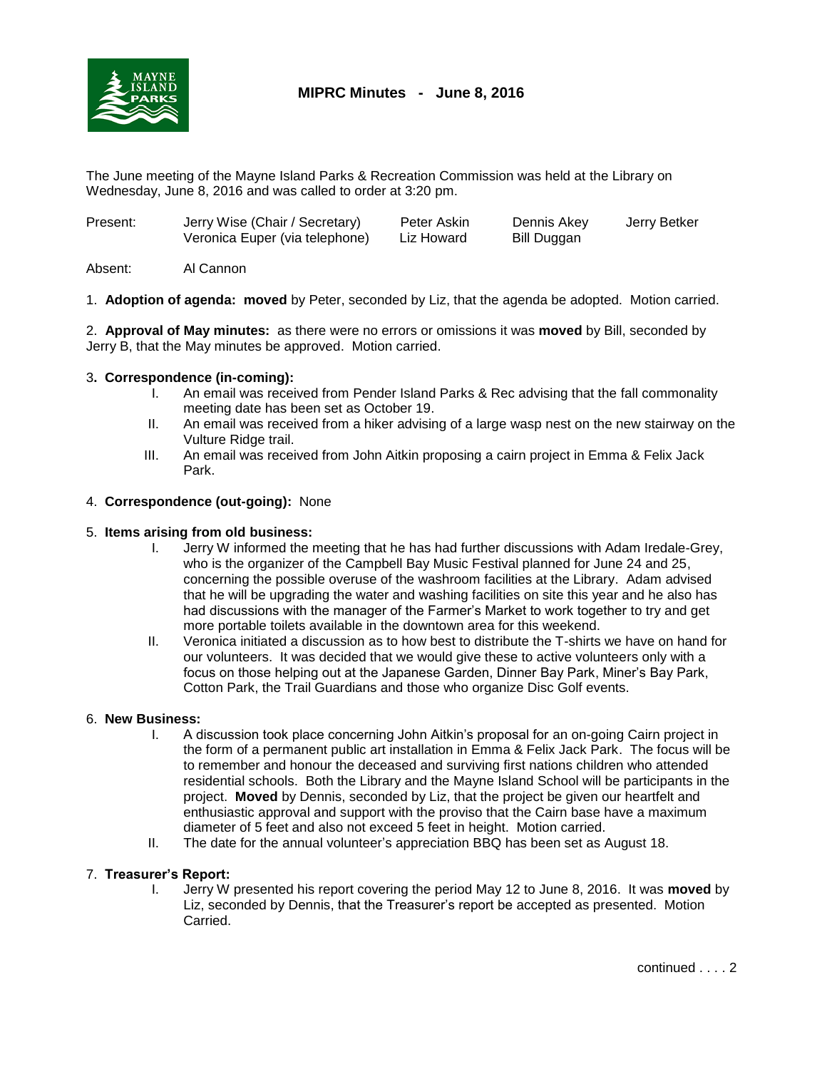# MIPRC Minutes - June 8, 2016

The June meeting of the Mayne Island Parks & Recreation Commission was held at the Library on Wednesday, June 8, 2016 and was called to order at 3:20 pm.

| Present: | Jerry Wise (Chair / Secretary) | Peter Askin | Dennis Akey | Jerry Betker |
|---|---|---|---|---|
| | Veronica Euper (via telephone) | Liz Howard | Bill Duggan | |

Absent: Al Cannon

1. **Adoption of agenda: moved** by Peter, seconded by Liz, that the agenda be adopted. Motion carried.

2. **Approval of May minutes:** as there were no errors or omissions it was **moved** by Bill, seconded by Jerry B, that the May minutes be approved. Motion carried.

3. **Correspondence (in-coming):**
   - I. An email was received from Pender Island Parks & Rec advising that the fall commonality meeting date has been set as October 19.
   - II. An email was received from a hiker advising of a large wasp nest on the new stairway on the Vulture Ridge trail.
   - III. An email was received from John Aitkin proposing a cairn project in Emma & Felix Jack Park.

4. **Correspondence (out-going):** None

5. **Items arising from old business:**
   - I. Jerry W informed the meeting that he has had further discussions with Adam Iredale-Grey, who is the organizer of the Campbell Bay Music Festival planned for June 24 and 25, concerning the possible overuse of the washroom facilities at the Library. Adam advised that he will be upgrading the water and washing facilities on site this year and he also has had discussions with the manager of the Farmer's Market to work together to try and get more portable toilets available in the downtown area for this weekend.
   - II. Veronica initiated a discussion as to how best to distribute the T-shirts we have on hand for our volunteers. It was decided that we would give these to active volunteers only with a focus on those helping out at the Japanese Garden, Dinner Bay Park, Miner's Bay Park, Cotton Park, the Trail Guardians and those who organize Disc Golf events.

6. **New Business:**
   - I. A discussion took place concerning John Aitkin's proposal for an on-going Cairn project in the form of a permanent public art installation in Emma & Felix Jack Park. The focus will be to remember and honour the deceased and surviving first nations children who attended residential schools. Both the Library and the Mayne Island School will be participants in the project. **Moved** by Dennis, seconded by Liz, that the project be given our heartfelt and enthusiastic approval and support with the proviso that the Cairn base have a maximum diameter of 5 feet and also not exceed 5 feet in height. Motion carried.
   - II. The date for the annual volunteer's appreciation BBQ has been set as August 18.

7. **Treasurer's Report:**
   - I. Jerry W presented his report covering the period May 12 to June 8, 2016. It was **moved** by Liz, seconded by Dennis, that the Treasurer's report be accepted as presented. Motion Carried.

continued . . . . 2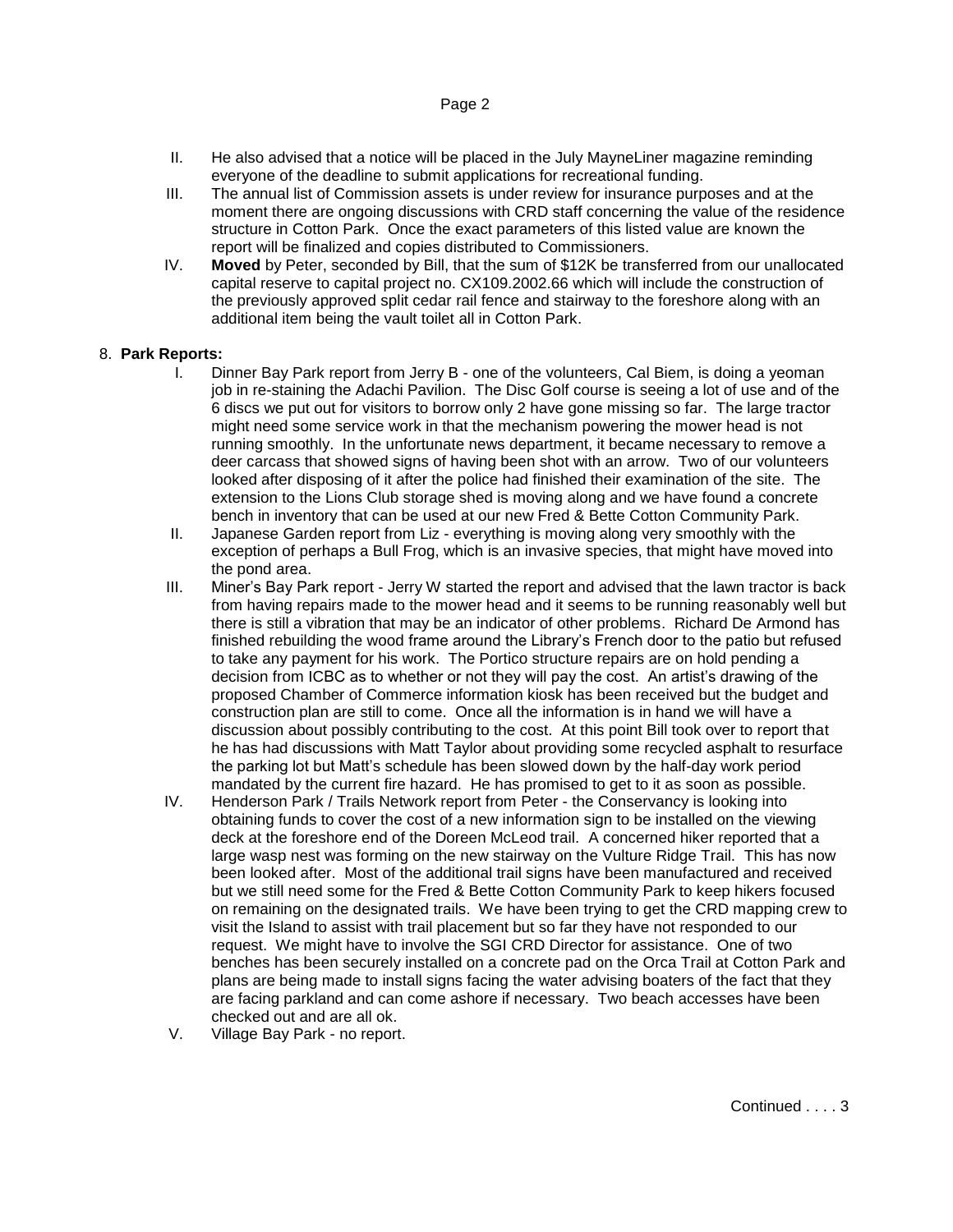II. He also advised that a notice will be placed in the July MayneLiner magazine reminding everyone of the deadline to submit applications for recreational funding.

III. The annual list of Commission assets is under review for insurance purposes and at the moment there are ongoing discussions with CRD staff concerning the value of the residence structure in Cotton Park. Once the exact parameters of this listed value are known the report will be finalized and copies distributed to Commissioners.

IV. **Moved** by Peter, seconded by Bill, that the sum of $12K be transferred from our unallocated capital reserve to capital project no. CX109.2002.66 which will include the construction of the previously approved split cedar rail fence and stairway to the foreshore along with an additional item being the vault toilet all in Cotton Park.

8. **Park Reports:**

I. Dinner Bay Park report from Jerry B - one of the volunteers, Cal Biem, is doing a yeoman job in re-staining the Adachi Pavilion. The Disc Golf course is seeing a lot of use and of the 6 discs we put out for visitors to borrow only 2 have gone missing so far. The large tractor might need some service work in that the mechanism powering the mower head is not running smoothly. In the unfortunate news department, it became necessary to remove a deer carcass that showed signs of having been shot with an arrow. Two of our volunteers looked after disposing of it after the police had finished their examination of the site. The extension to the Lions Club storage shed is moving along and we have found a concrete bench in inventory that can be used at our new Fred & Bette Cotton Community Park.

II. Japanese Garden report from Liz - everything is moving along very smoothly with the exception of perhaps a Bull Frog, which is an invasive species, that might have moved into the pond area.

III. Miner's Bay Park report - Jerry W started the report and advised that the lawn tractor is back from having repairs made to the mower head and it seems to be running reasonably well but there is still a vibration that may be an indicator of other problems. Richard De Armond has finished rebuilding the wood frame around the Library's French door to the patio but refused to take any payment for his work. The Portico structure repairs are on hold pending a decision from ICBC as to whether or not they will pay the cost. An artist's drawing of the proposed Chamber of Commerce information kiosk has been received but the budget and construction plan are still to come. Once all the information is in hand we will have a discussion about possibly contributing to the cost. At this point Bill took over to report that he has had discussions with Matt Taylor about providing some recycled asphalt to resurface the parking lot but Matt's schedule has been slowed down by the half-day work period mandated by the current fire hazard. He has promised to get to it as soon as possible.

IV. Henderson Park / Trails Network report from Peter - the Conservancy is looking into obtaining funds to cover the cost of a new information sign to be installed on the viewing deck at the foreshore end of the Doreen McLeod trail. A concerned hiker reported that a large wasp nest was forming on the new stairway on the Vulture Ridge Trail. This has now been looked after. Most of the additional trail signs have been manufactured and received but we still need some for the Fred & Bette Cotton Community Park to keep hikers focused on remaining on the designated trails. We have been trying to get the CRD mapping crew to visit the Island to assist with trail placement but so far they have not responded to our request. We might have to involve the SGI CRD Director for assistance. One of two benches has been securely installed on a concrete pad on the Orca Trail at Cotton Park and plans are being made to install signs facing the water advising boaters of the fact that they are facing parkland and can come ashore if necessary. Two beach accesses have been checked out and are all ok.

V. Village Bay Park - no report.

Continued . . . . 3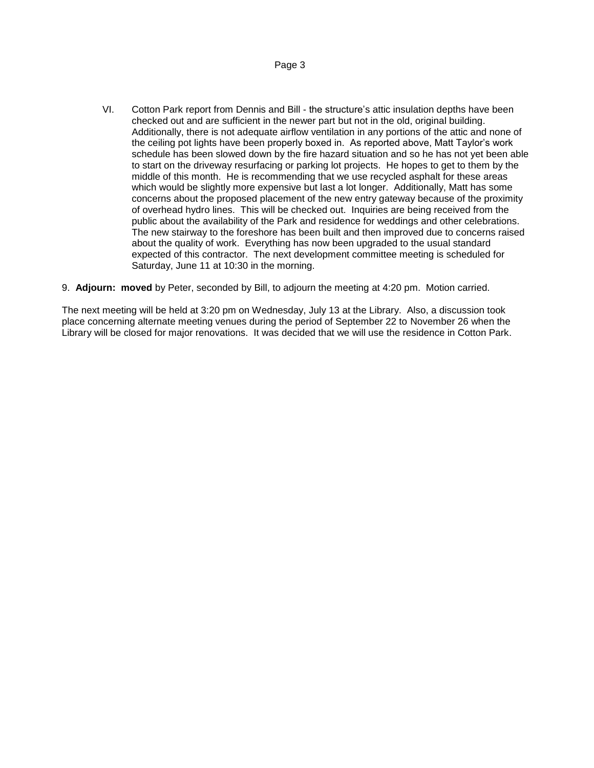VI. Cotton Park report from Dennis and Bill - the structure's attic insulation depths have been checked out and are sufficient in the newer part but not in the old, original building. Additionally, there is not adequate airflow ventilation in any portions of the attic and none of the ceiling pot lights have been properly boxed in. As reported above, Matt Taylor's work schedule has been slowed down by the fire hazard situation and so he has not yet been able to start on the driveway resurfacing or parking lot projects. He hopes to get to them by the middle of this month. He is recommending that we use recycled asphalt for these areas which would be slightly more expensive but last a lot longer. Additionally, Matt has some concerns about the proposed placement of the new entry gateway because of the proximity of overhead hydro lines. This will be checked out. Inquiries are being received from the public about the availability of the Park and residence for weddings and other celebrations. The new stairway to the foreshore has been built and then improved due to concerns raised about the quality of work. Everything has now been upgraded to the usual standard expected of this contractor. The next development committee meeting is scheduled for Saturday, June 11 at 10:30 in the morning.

9. **Adjourn: moved** by Peter, seconded by Bill, to adjourn the meeting at 4:20 pm. Motion carried.

The next meeting will be held at 3:20 pm on Wednesday, July 13 at the Library. Also, a discussion took place concerning alternate meeting venues during the period of September 22 to November 26 when the Library will be closed for major renovations. It was decided that we will use the residence in Cotton Park.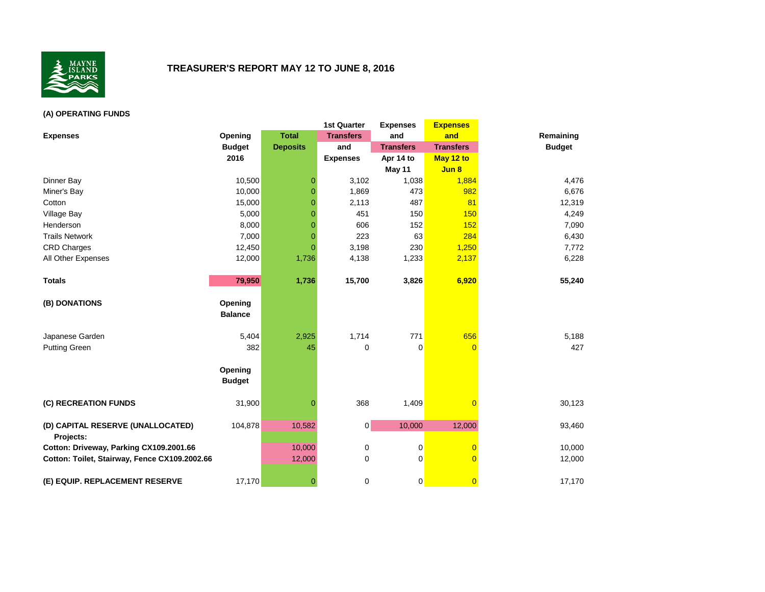# TREASURER'S REPORT MAY 12 TO JUNE 8, 2016

### (A) OPERATING FUNDS

| Expenses | Opening Budget 2016 | Total Deposits | 1st Quarter Transfers and Expenses | Expenses and Transfers Apr 14 to May 11 | Expenses and Transfers May 12 to Jun 8 | Remaining Budget |
|---|---|---|---|---|---|---|
| Dinner Bay | 10,500 | 0 | 3,102 | 1,038 | 1,884 | 4,476 |
| Miner's Bay | 10,000 | 0 | 1,869 | 473 | 982 | 6,676 |
| Cotton | 15,000 | 0 | 2,113 | 487 | 81 | 12,319 |
| Village Bay | 5,000 | 0 | 451 | 150 | 150 | 4,249 |
| Henderson | 8,000 | 0 | 606 | 152 | 152 | 7,090 |
| Trails Network | 7,000 | 0 | 223 | 63 | 284 | 6,430 |
| CRD Charges | 12,450 | 0 | 3,198 | 230 | 1,250 | 7,772 |
| All Other Expenses | 12,000 | 1,736 | 4,138 | 1,233 | 2,137 | 6,228 |
| **Totals** | **79,950** | **1,736** | **15,700** | **3,826** | **6,920** | **55,240** |
| **(B) DONATIONS** | **Opening Balance** | | | | | |
| Japanese Garden | 5,404 | 2,925 | 1,714 | 771 | 656 | 5,188 |
| Putting Green | 382 | 45 | 0 | 0 | 0 | 427 |
| | **Opening Budget** | | | | | |
| **(C) RECREATION FUNDS** | 31,900 | 0 | 368 | 1,409 | 0 | 30,123 |
| **(D) CAPITAL RESERVE (UNALLOCATED)** | 104,878 | 10,582 | 0 | 10,000 | 12,000 | 93,460 |
| **Projects:** | | | | | | |
| **Cotton: Driveway, Parking CX109.2001.66** | | 10,000 | 0 | 0 | 0 | 10,000 |
| **Cotton: Toilet, Stairway, Fence CX109.2002.66** | | 12,000 | 0 | 0 | 0 | 12,000 |
| **(E) EQUIP. REPLACEMENT RESERVE** | 17,170 | 0 | 0 | 0 | 0 | 17,170 |